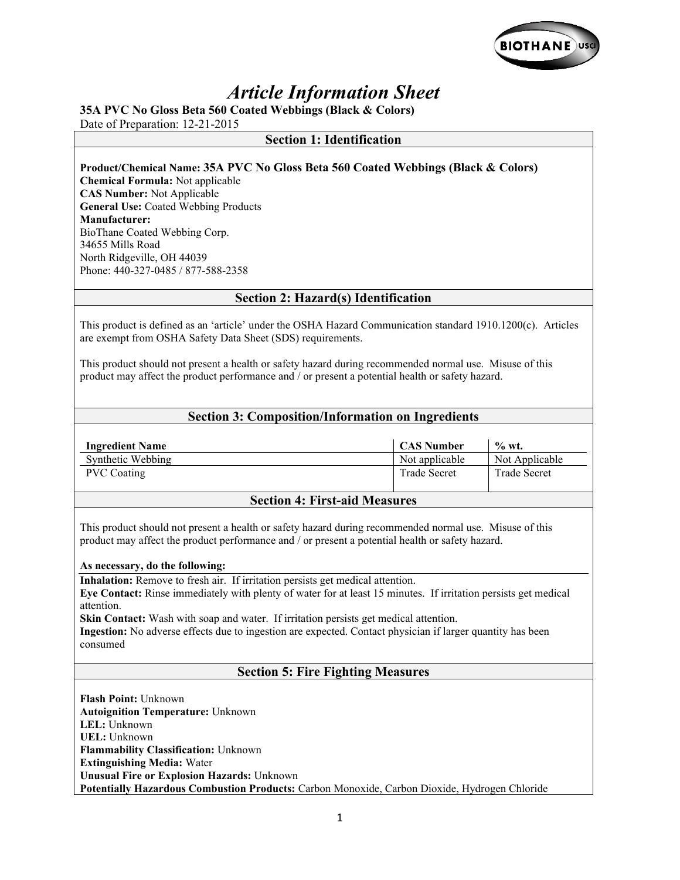# Article Information Sheet

**35A PVC No Gloss Beta 560 Coated Webbings (Black & Colors)**

Date of Preparation: 12-21-2015

## Section 1: Identification

**Product/Chemical Name: 35A PVC No Gloss Beta 560 Coated Webbings (Black & Colors)**
**Chemical Formula:** Not applicable
**CAS Number:** Not Applicable
**General Use:** Coated Webbing Products
**Manufacturer:**
BioThane Coated Webbing Corp.
34655 Mills Road
North Ridgeville, OH 44039
Phone: 440-327-0485 / 877-588-2358

## Section 2: Hazard(s) Identification

This product is defined as an 'article' under the OSHA Hazard Communication standard 1910.1200(c). Articles are exempt from OSHA Safety Data Sheet (SDS) requirements.

This product should not present a health or safety hazard during recommended normal use. Misuse of this product may affect the product performance and / or present a potential health or safety hazard.

## Section 3: Composition/Information on Ingredients

| Ingredient Name | CAS Number | % wt. |
|---|---|---|
| Synthetic Webbing | Not applicable | Not Applicable |
| PVC Coating | Trade Secret | Trade Secret |

## Section 4: First-aid Measures

This product should not present a health or safety hazard during recommended normal use. Misuse of this product may affect the product performance and / or present a potential health or safety hazard.

**As necessary, do the following:**

**Inhalation:** Remove to fresh air. If irritation persists get medical attention.
**Eye Contact:** Rinse immediately with plenty of water for at least 15 minutes. If irritation persists get medical attention.
**Skin Contact:** Wash with soap and water. If irritation persists get medical attention.
**Ingestion:** No adverse effects due to ingestion are expected. Contact physician if larger quantity has been consumed

## Section 5: Fire Fighting Measures

**Flash Point:** Unknown
**Autoignition Temperature:** Unknown
**LEL:** Unknown
**UEL:** Unknown
**Flammability Classification:** Unknown
**Extinguishing Media:** Water
**Unusual Fire or Explosion Hazards:** Unknown
**Potentially Hazardous Combustion Products:** Carbon Monoxide, Carbon Dioxide, Hydrogen Chloride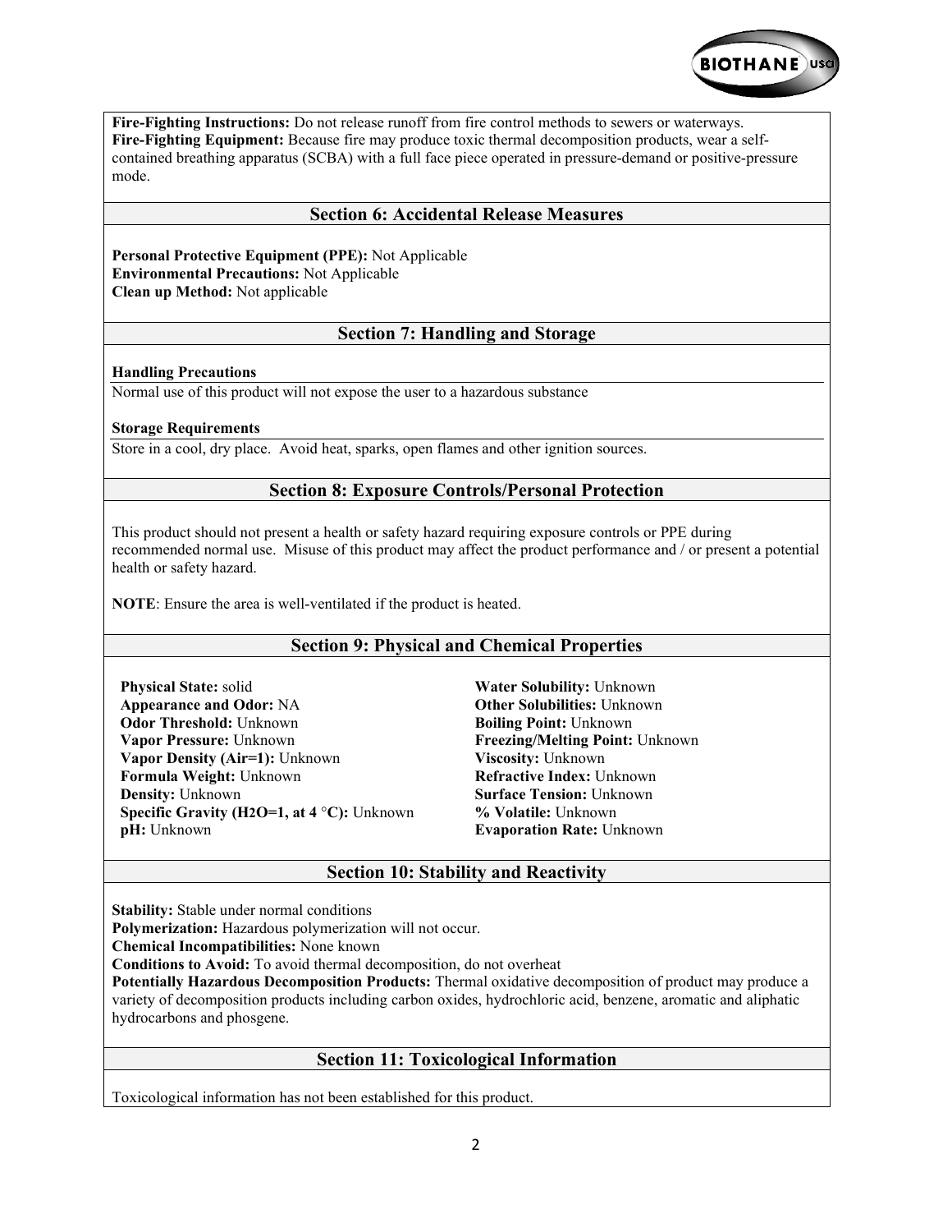**Fire-Fighting Instructions:** Do not release runoff from fire control methods to sewers or waterways.
**Fire-Fighting Equipment:** Because fire may produce toxic thermal decomposition products, wear a self-contained breathing apparatus (SCBA) with a full face piece operated in pressure-demand or positive-pressure mode.

## Section 6: Accidental Release Measures

**Personal Protective Equipment (PPE):** Not Applicable
**Environmental Precautions:** Not Applicable
**Clean up Method:** Not applicable

## Section 7: Handling and Storage

**Handling Precautions**

Normal use of this product will not expose the user to a hazardous substance

**Storage Requirements**

Store in a cool, dry place. Avoid heat, sparks, open flames and other ignition sources.

## Section 8: Exposure Controls/Personal Protection

This product should not present a health or safety hazard requiring exposure controls or PPE during recommended normal use. Misuse of this product may affect the product performance and / or present a potential health or safety hazard.

**NOTE**: Ensure the area is well-ventilated if the product is heated.

## Section 9: Physical and Chemical Properties

**Physical State:** solid
**Appearance and Odor:** NA
**Odor Threshold:** Unknown
**Vapor Pressure:** Unknown
**Vapor Density (Air=1):** Unknown
**Formula Weight:** Unknown
**Density:** Unknown
**Specific Gravity ($H_2O$=1, at 4 °C):** Unknown
**pH:** Unknown
**Water Solubility:** Unknown
**Other Solubilities:** Unknown
**Boiling Point:** Unknown
**Freezing/Melting Point:** Unknown
**Viscosity:** Unknown
**Refractive Index:** Unknown
**Surface Tension:** Unknown
**% Volatile:** Unknown
**Evaporation Rate:** Unknown

## Section 10: Stability and Reactivity

**Stability:** Stable under normal conditions
**Polymerization:** Hazardous polymerization will not occur.
**Chemical Incompatibilities:** None known
**Conditions to Avoid:** To avoid thermal decomposition, do not overheat
**Potentially Hazardous Decomposition Products:** Thermal oxidative decomposition of product may produce a variety of decomposition products including carbon oxides, hydrochloric acid, benzene, aromatic and aliphatic hydrocarbons and phosgene.

## Section 11: Toxicological Information

Toxicological information has not been established for this product.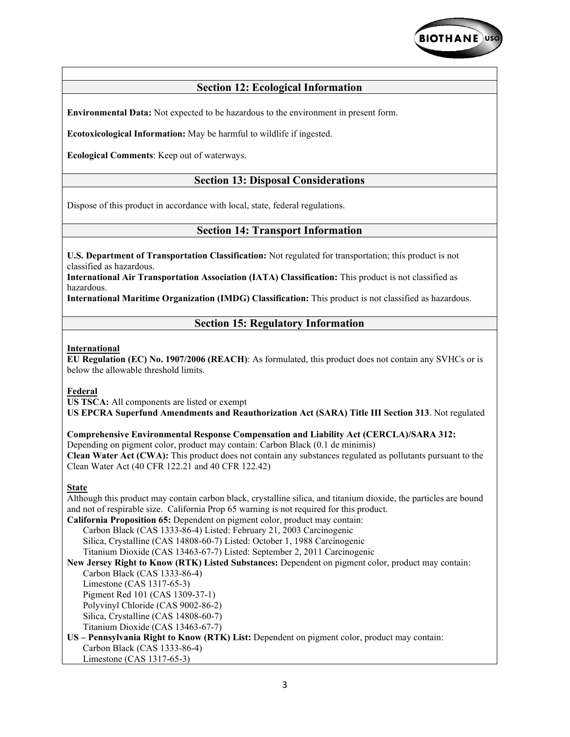## Section 12: Ecological Information

**Environmental Data:** Not expected to be hazardous to the environment in present form.

**Ecotoxicological Information:** May be harmful to wildlife if ingested.

**Ecological Comments**: Keep out of waterways.

## Section 13: Disposal Considerations

Dispose of this product in accordance with local, state, federal regulations.

## Section 14: Transport Information

**U.S. Department of Transportation Classification:** Not regulated for transportation; this product is not classified as hazardous.
**International Air Transportation Association (IATA) Classification:** This product is not classified as hazardous.
**International Maritime Organization (IMDG) Classification:** This product is not classified as hazardous.

## Section 15: Regulatory Information

**International**
**EU Regulation (EC) No. 1907/2006 (REACH)**: As formulated, this product does not contain any SVHCs or is below the allowable threshold limits.

**Federal**
**US TSCA:** All components are listed or exempt
**US EPCRA Superfund Amendments and Reauthorization Act (SARA) Title III Section 313**. Not regulated

**Comprehensive Environmental Response Compensation and Liability Act (CERCLA)/SARA 312:** Depending on pigment color, product may contain: Carbon Black (0.1 de minimis)
**Clean Water Act (CWA):** This product does not contain any substances regulated as pollutants pursuant to the Clean Water Act (40 CFR 122.21 and 40 CFR 122.42)

**State**
Although this product may contain carbon black, crystalline silica, and titanium dioxide, the particles are bound and not of respirable size. California Prop 65 warning is not required for this product.
**California Proposition 65:** Dependent on pigment color, product may contain:
- Carbon Black (CAS 1333-86-4) Listed: February 21, 2003 Carcinogenic
- Silica, Crystalline (CAS 14808-60-7) Listed: October 1, 1988 Carcinogenic
- Titanium Dioxide (CAS 13463-67-7) Listed: September 2, 2011 Carcinogenic

**New Jersey Right to Know (RTK) Listed Substances:** Dependent on pigment color, product may contain:
- Carbon Black (CAS 1333-86-4)
- Limestone (CAS 1317-65-3)
- Pigment Red 101 (CAS 1309-37-1)
- Polyvinyl Chloride (CAS 9002-86-2)
- Silica, Crystalline (CAS 14808-60-7)
- Titanium Dioxide (CAS 13463-67-7)

**US – Pennsylvania Right to Know (RTK) List:** Dependent on pigment color, product may contain:
- Carbon Black (CAS 1333-86-4)
- Limestone (CAS 1317-65-3)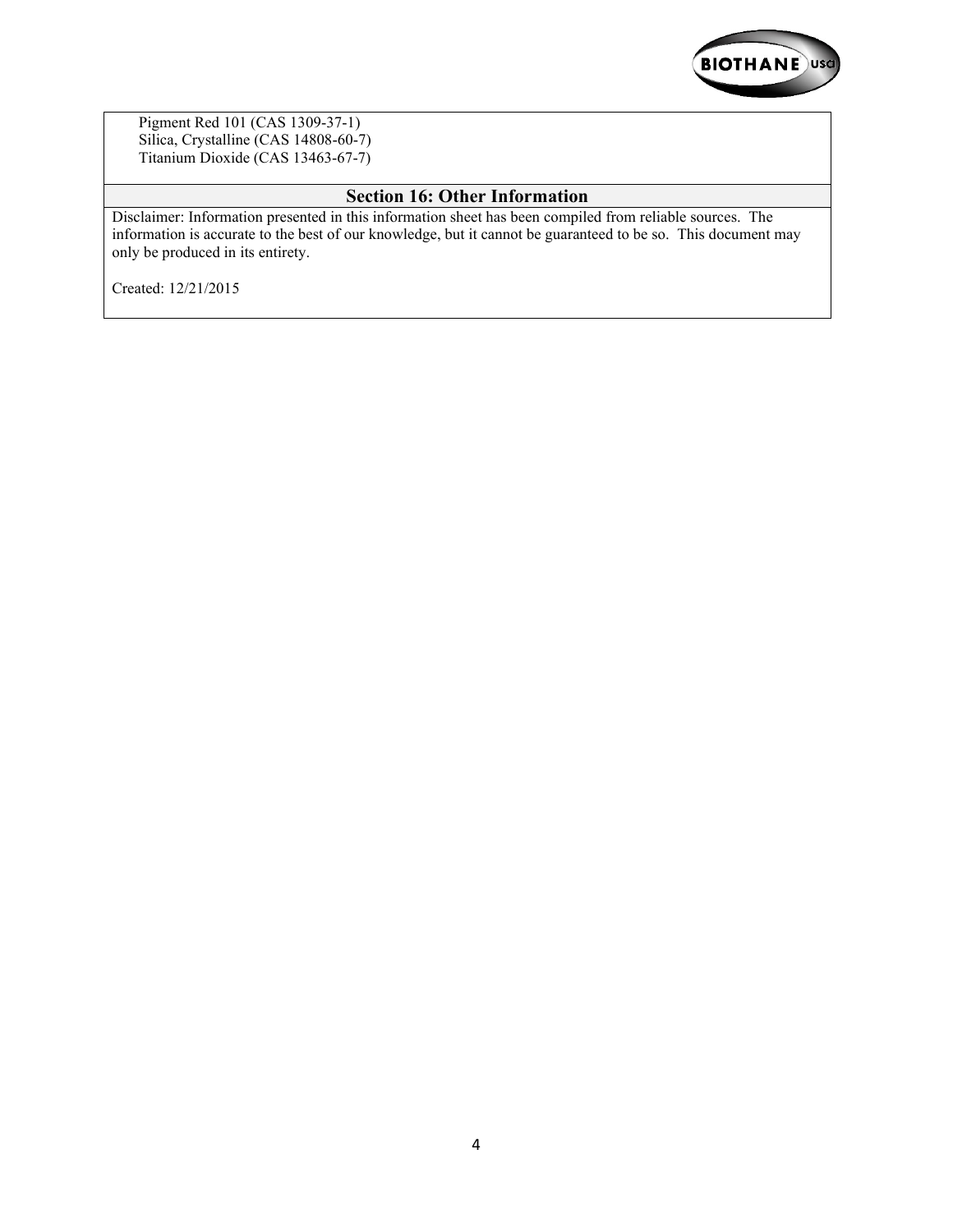Pigment Red 101 (CAS 1309-37-1)
Silica, Crystalline (CAS 14808-60-7)
Titanium Dioxide (CAS 13463-67-7)

## Section 16: Other Information

Disclaimer: Information presented in this information sheet has been compiled from reliable sources. The information is accurate to the best of our knowledge, but it cannot be guaranteed to be so. This document may only be produced in its entirety.

Created: 12/21/2015